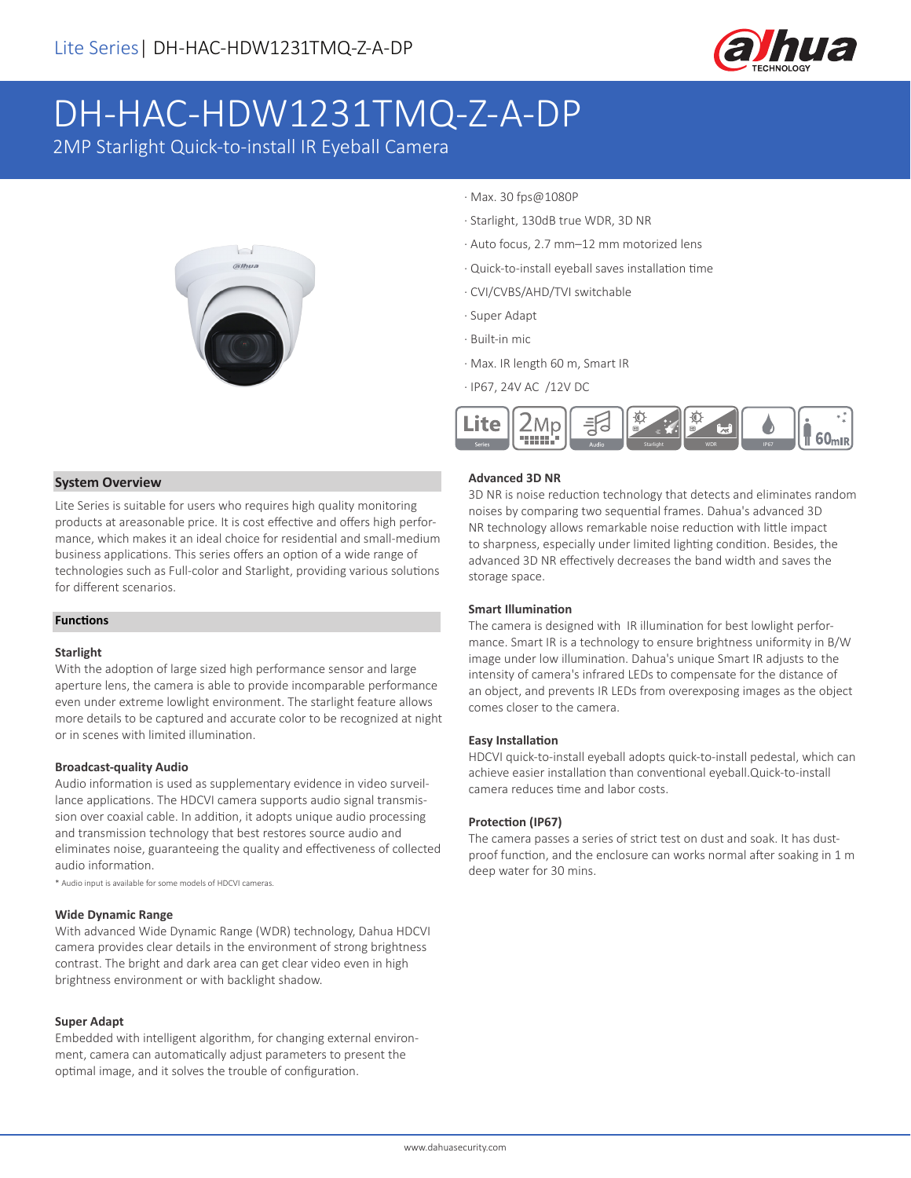Lite Series | DH-HAC-HDW1231TMQ-Z-A-DP

# DH-HAC-HDW1231TMQ-Z-A-DP

2MP Starlight Quick-to-install IR Eyeball Camera

- Max. 30 fps@1080P
- Starlight, 130dB true WDR, 3D NR
- Auto focus, 2.7 mm–12 mm motorized lens
- Quick-to-install eyeball saves installation time
- CVI/CVBS/AHD/TVI switchable
- Super Adapt
- Built-in mic
- Max. IR length 60 m, Smart IR
- IP67, 24V AC /12V DC

## System Overview

Lite Series is suitable for users who requires high quality monitoring products at areasonable price. It is cost effective and offers high performance, which makes it an ideal choice for residential and small-medium business applications. This series offers an option of a wide range of technologies such as Full-color and Starlight, providing various solutions for different scenarios.

## Functions

### Starlight

With the adoption of large sized high performance sensor and large aperture lens, the camera is able to provide incomparable performance even under extreme lowlight environment. The starlight feature allows more details to be captured and accurate color to be recognized at night or in scenes with limited illumination.

### Broadcast-quality Audio

Audio information is used as supplementary evidence in video surveillance applications. The HDCVI camera supports audio signal transmission over coaxial cable. In addition, it adopts unique audio processing and transmission technology that best restores source audio and eliminates noise, guaranteeing the quality and effectiveness of collected audio information.

* Audio input is available for some models of HDCVI cameras.

### Wide Dynamic Range

With advanced Wide Dynamic Range (WDR) technology, Dahua HDCVI camera provides clear details in the environment of strong brightness contrast. The bright and dark area can get clear video even in high brightness environment or with backlight shadow.

### Super Adapt

Embedded with intelligent algorithm, for changing external environment, camera can automatically adjust parameters to present the optimal image, and it solves the trouble of configuration.

### Advanced 3D NR

3D NR is noise reduction technology that detects and eliminates random noises by comparing two sequential frames. Dahua's advanced 3D NR technology allows remarkable noise reduction with little impact to sharpness, especially under limited lighting condition. Besides, the advanced 3D NR effectively decreases the band width and saves the storage space.

### Smart Illumination

The camera is designed with IR illumination for best lowlight performance. Smart IR is a technology to ensure brightness uniformity in B/W image under low illumination. Dahua's unique Smart IR adjusts to the intensity of camera's infrared LEDs to compensate for the distance of an object, and prevents IR LEDs from overexposing images as the object comes closer to the camera.

### Easy Installation

HDCVI quick-to-install eyeball adopts quick-to-install pedestal, which can achieve easier installation than conventional eyeball.Quick-to-install camera reduces time and labor costs.

### Protection (IP67)

The camera passes a series of strict test on dust and soak. It has dust-proof function, and the enclosure can works normal after soaking in 1 m deep water for 30 mins.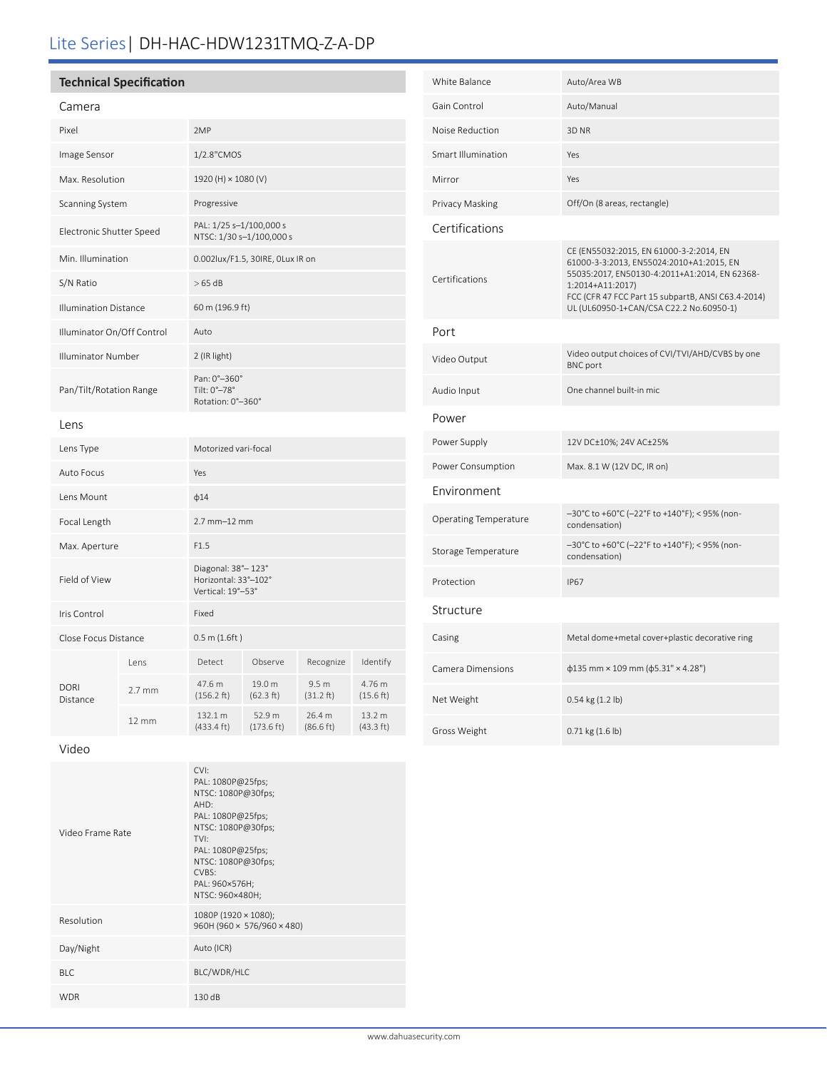# Lite Series | DH-HAC-HDW1231TMQ-Z-A-DP

## Technical Specification

### Camera

| | |
|---|---|
| Pixel | 2MP |
| Image Sensor | 1/2.8"CMOS |
| Max. Resolution | 1920 (H) × 1080 (V) |
| Scanning System | Progressive |
| Electronic Shutter Speed | PAL: 1/25 s–1/100,000 s<br>NTSC: 1/30 s–1/100,000 s |
| Min. Illumination | 0.002lux/F1.5, 30IRE, 0Lux IR on |
| S/N Ratio | > 65 dB |
| Illumination Distance | 60 m (196.9 ft) |
| Illuminator On/Off Control | Auto |
| Illuminator Number | 2 (IR light) |
| Pan/Tilt/Rotation Range | Pan: 0°–360°<br>Tilt: 0°–78°<br>Rotation: 0°–360° |

### Lens

| | |
|---|---|
| Lens Type | Motorized vari-focal |
| Auto Focus | Yes |
| Lens Mount | ϕ14 |
| Focal Length | 2.7 mm–12 mm |
| Max. Aperture | F1.5 |
| Field of View | Diagonal: 38°– 123°<br>Horizontal: 33°–102°<br>Vertical: 19°–53° |
| Iris Control | Fixed |
| Close Focus Distance | 0.5 m (1.6ft ) |

| DORI Distance | Lens | Detect | Observe | Recognize | Identify |
|---|---|---|---|---|---|
| | 2.7 mm | 47.6 m (156.2 ft) | 19.0 m (62.3 ft) | 9.5 m (31.2 ft) | 4.76 m (15.6 ft) |
| | 12 mm | 132.1 m (433.4 ft) | 52.9 m (173.6 ft) | 26.4 m (86.6 ft) | 13.2 m (43.3 ft) |

### Video

| | |
|---|---|
| Video Frame Rate | CVI:<br>PAL: 1080P@25fps;<br>NTSC: 1080P@30fps;<br>AHD:<br>PAL: 1080P@25fps;<br>NTSC: 1080P@30fps;<br>TVI:<br>PAL: 1080P@25fps;<br>NTSC: 1080P@30fps;<br>CVBS:<br>PAL: 960×576H;<br>NTSC: 960×480H; |
| Resolution | 1080P (1920 × 1080);<br>960H (960 × 576/960 × 480) |
| Day/Night | Auto (ICR) |
| BLC | BLC/WDR/HLC |
| WDR | 130 dB |
| White Balance | Auto/Area WB |
| Gain Control | Auto/Manual |
| Noise Reduction | 3D NR |
| Smart Illumination | Yes |
| Mirror | Yes |
| Privacy Masking | Off/On (8 areas, rectangle) |

### Certifications

| | |
|---|---|
| Certifications | CE (EN55032:2015, EN 61000-3-2:2014, EN 61000-3-3:2013, EN55024:2010+A1:2015, EN 55035:2017, EN50130-4:2011+A1:2014, EN 62368-1:2014+A11:2017)<br>FCC (CFR 47 FCC Part 15 subpartB, ANSI C63.4-2014)<br>UL (UL60950-1+CAN/CSA C22.2 No.60950-1) |

### Port

| | |
|---|---|
| Video Output | Video output choices of CVI/TVI/AHD/CVBS by one BNC port |
| Audio Input | One channel built-in mic |

### Power

| | |
|---|---|
| Power Supply | 12V DC±10%; 24V AC±25% |
| Power Consumption | Max. 8.1 W (12V DC, IR on) |

### Environment

| | |
|---|---|
| Operating Temperature | –30°C to +60°C (–22°F to +140°F); < 95% (non-condensation) |
| Storage Temperature | –30°C to +60°C (–22°F to +140°F); < 95% (non-condensation) |
| Protection | IP67 |

### Structure

| | |
|---|---|
| Casing | Metal dome+metal cover+plastic decorative ring |
| Camera Dimensions | ϕ135 mm × 109 mm (ϕ5.31" × 4.28") |
| Net Weight | 0.54 kg (1.2 lb) |
| Gross Weight | 0.71 kg (1.6 lb) |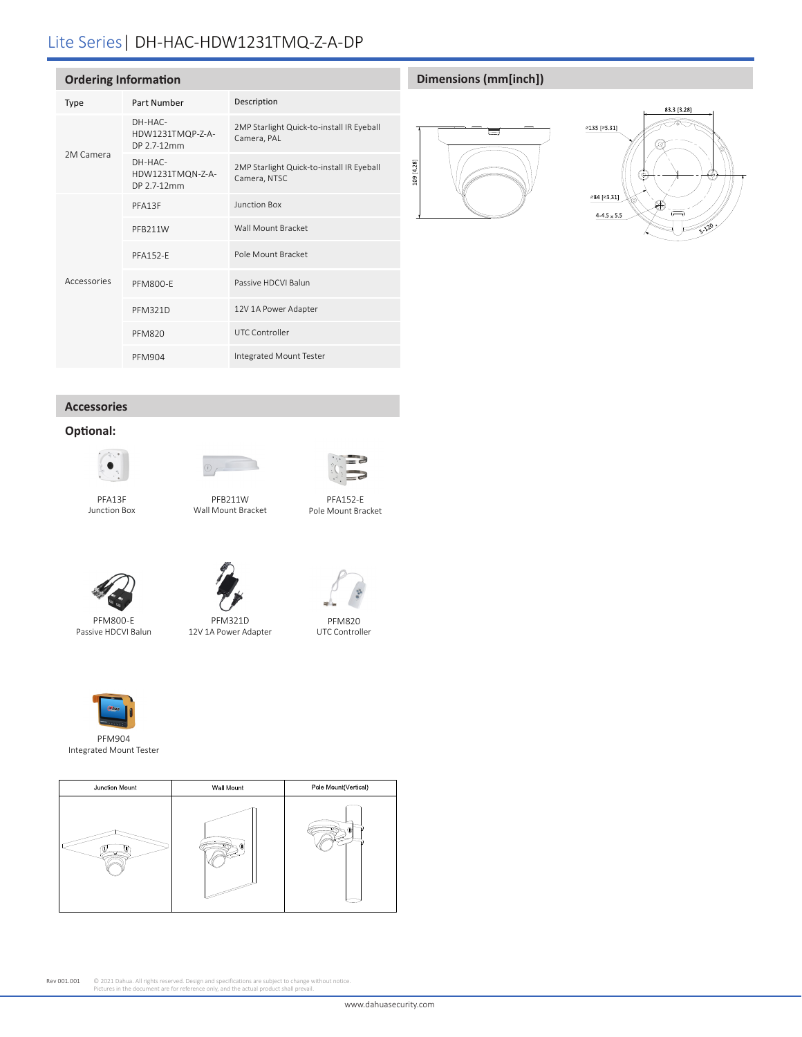# Lite Series | DH-HAC-HDW1231TMQ-Z-A-DP

## Ordering Information

| Type | Part Number | Description |
|---|---|---|
| 2M Camera | DH-HAC-HDW1231TMQP-Z-A-DP 2.7-12mm | 2MP Starlight Quick-to-install IR Eyeball Camera, PAL |
| | DH-HAC-HDW1231TMQN-Z-A-DP 2.7-12mm | 2MP Starlight Quick-to-install IR Eyeball Camera, NTSC |
| Accessories | PFA13F | Junction Box |
| | PFB211W | Wall Mount Bracket |
| | PFA152-E | Pole Mount Bracket |
| | PFM800-E | Passive HDCVI Balun |
| | PFM321D | 12V 1A Power Adapter |
| | PFM820 | UTC Controller |
| | PFM904 | Integrated Mount Tester |

## Dimensions (mm[inch])

83.3 [3.28]

Ø135 [Ø5.31]

109 [4.28]

Ø84 [Ø3.31]

4-4.5 x 5.5

3-120°

## Accessories

### Optional:

PFA13F
Junction Box

PFB211W
Wall Mount Bracket

PFA152-E
Pole Mount Bracket

PFM800-E
Passive HDCVI Balun

PFM321D
12V 1A Power Adapter

PFM820
UTC Controller

PFM904
Integrated Mount Tester

Junction Mount

Wall Mount

Pole Mount(Vertical)

Rev 001.001 © 2021 Dahua. All rights reserved. Design and specifications are subject to change without notice. Pictures in the document are for reference only, and the actual product shall prevail.

www.dahuasecurity.com